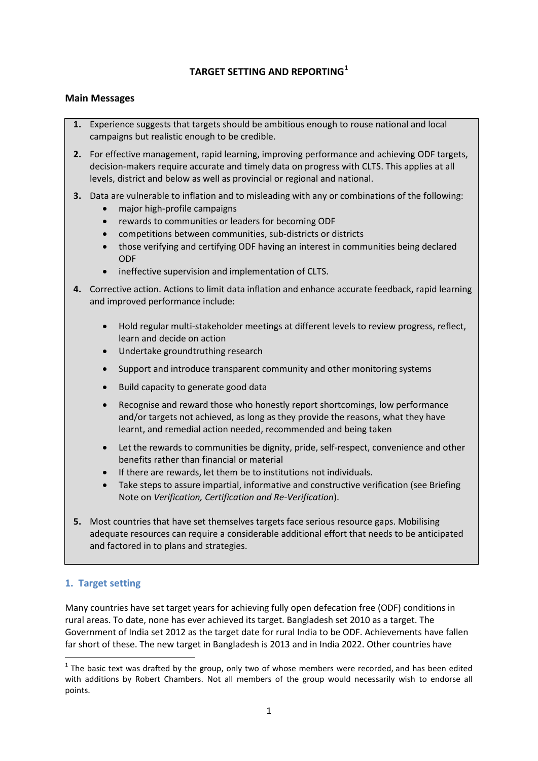# TARGET SETTING AND REPORTING[1]

## Main Messages

1. Experience suggests that targets should be ambitious enough to rouse national and local campaigns but realistic enough to be credible.
2. For effective management, rapid learning, improving performance and achieving ODF targets, decision-makers require accurate and timely data on progress with CLTS. This applies at all levels, district and below as well as provincial or regional and national.
3. Data are vulnerable to inflation and to misleading with any or combinations of the following:
   - major high-profile campaigns
   - rewards to communities or leaders for becoming ODF
   - competitions between communities, sub-districts or districts
   - those verifying and certifying ODF having an interest in communities being declared ODF
   - ineffective supervision and implementation of CLTS.
4. Corrective action. Actions to limit data inflation and enhance accurate feedback, rapid learning and improved performance include:
   - Hold regular multi-stakeholder meetings at different levels to review progress, reflect, learn and decide on action
   - Undertake groundtruthing research
   - Support and introduce transparent community and other monitoring systems
   - Build capacity to generate good data
   - Recognise and reward those who honestly report shortcomings, low performance and/or targets not achieved, as long as they provide the reasons, what they have learnt, and remedial action needed, recommended and being taken
   - Let the rewards to communities be dignity, pride, self-respect, convenience and other benefits rather than financial or material
   - If there are rewards, let them be to institutions not individuals.
   - Take steps to assure impartial, informative and constructive verification (see Briefing Note on *Verification, Certification and Re-Verification*).
5. Most countries that have set themselves targets face serious resource gaps. Mobilising adequate resources can require a considerable additional effort that needs to be anticipated and factored in to plans and strategies.

## 1. Target setting

Many countries have set target years for achieving fully open defecation free (ODF) conditions in rural areas. To date, none has ever achieved its target. Bangladesh set 2010 as a target. The Government of India set 2012 as the target date for rural India to be ODF. Achievements have fallen far short of these. The new target in Bangladesh is 2013 and in India 2022. Other countries have

[1] The basic text was drafted by the group, only two of whose members were recorded, and has been edited with additions by Robert Chambers. Not all members of the group would necessarily wish to endorse all points.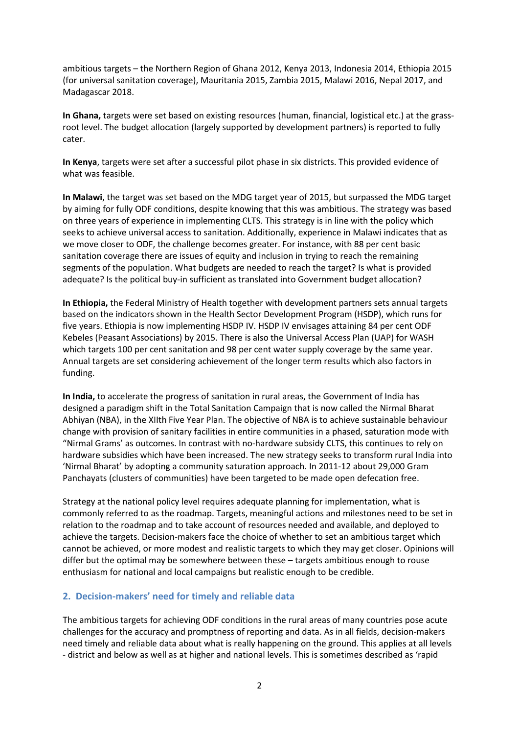ambitious targets – the Northern Region of Ghana 2012, Kenya 2013, Indonesia 2014, Ethiopia 2015 (for universal sanitation coverage), Mauritania 2015, Zambia 2015, Malawi 2016, Nepal 2017, and Madagascar 2018.

**In Ghana,** targets were set based on existing resources (human, financial, logistical etc.) at the grass-root level. The budget allocation (largely supported by development partners) is reported to fully cater.

**In Kenya**, targets were set after a successful pilot phase in six districts. This provided evidence of what was feasible.

**In Malawi**, the target was set based on the MDG target year of 2015, but surpassed the MDG target by aiming for fully ODF conditions, despite knowing that this was ambitious. The strategy was based on three years of experience in implementing CLTS. This strategy is in line with the policy which seeks to achieve universal access to sanitation. Additionally, experience in Malawi indicates that as we move closer to ODF, the challenge becomes greater. For instance, with 88 per cent basic sanitation coverage there are issues of equity and inclusion in trying to reach the remaining segments of the population. What budgets are needed to reach the target? Is what is provided adequate? Is the political buy-in sufficient as translated into Government budget allocation?

**In Ethiopia,** the Federal Ministry of Health together with development partners sets annual targets based on the indicators shown in the Health Sector Development Program (HSDP), which runs for five years. Ethiopia is now implementing HSDP IV. HSDP IV envisages attaining 84 per cent ODF Kebeles (Peasant Associations) by 2015. There is also the Universal Access Plan (UAP) for WASH which targets 100 per cent sanitation and 98 per cent water supply coverage by the same year. Annual targets are set considering achievement of the longer term results which also factors in funding.

**In India,** to accelerate the progress of sanitation in rural areas, the Government of India has designed a paradigm shift in the Total Sanitation Campaign that is now called the Nirmal Bharat Abhiyan (NBA), in the XIIth Five Year Plan. The objective of NBA is to achieve sustainable behaviour change with provision of sanitary facilities in entire communities in a phased, saturation mode with "Nirmal Grams' as outcomes. In contrast with no-hardware subsidy CLTS, this continues to rely on hardware subsidies which have been increased. The new strategy seeks to transform rural India into 'Nirmal Bharat' by adopting a community saturation approach. In 2011-12 about 29,000 Gram Panchayats (clusters of communities) have been targeted to be made open defecation free.

Strategy at the national policy level requires adequate planning for implementation, what is commonly referred to as the roadmap. Targets, meaningful actions and milestones need to be set in relation to the roadmap and to take account of resources needed and available, and deployed to achieve the targets. Decision-makers face the choice of whether to set an ambitious target which cannot be achieved, or more modest and realistic targets to which they may get closer. Opinions will differ but the optimal may be somewhere between these – targets ambitious enough to rouse enthusiasm for national and local campaigns but realistic enough to be credible.

## 2. Decision-makers' need for timely and reliable data

The ambitious targets for achieving ODF conditions in the rural areas of many countries pose acute challenges for the accuracy and promptness of reporting and data. As in all fields, decision-makers need timely and reliable data about what is really happening on the ground. This applies at all levels - district and below as well as at higher and national levels. This is sometimes described as 'rapid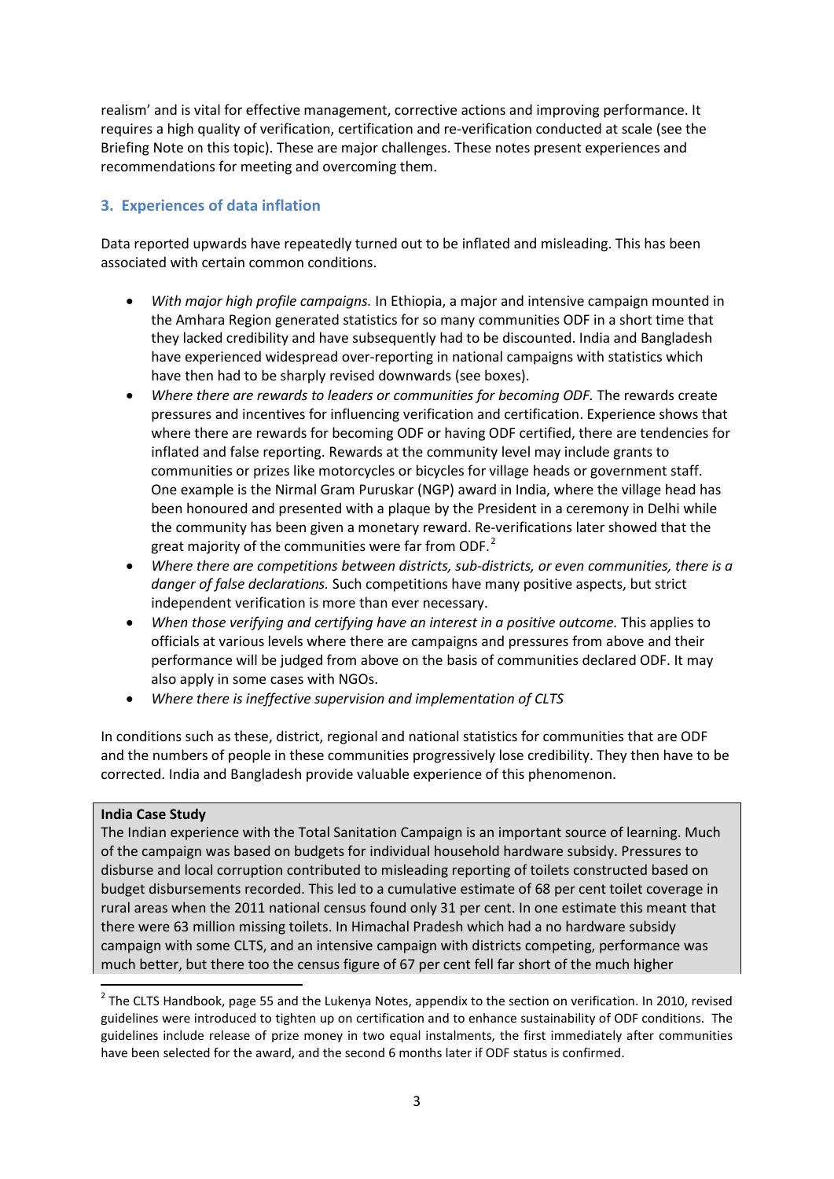realism' and is vital for effective management, corrective actions and improving performance. It requires a high quality of verification, certification and re-verification conducted at scale (see the Briefing Note on this topic). These are major challenges. These notes present experiences and recommendations for meeting and overcoming them.

## 3. Experiences of data inflation

Data reported upwards have repeatedly turned out to be inflated and misleading. This has been associated with certain common conditions.

- *With major high profile campaigns.* In Ethiopia, a major and intensive campaign mounted in the Amhara Region generated statistics for so many communities ODF in a short time that they lacked credibility and have subsequently had to be discounted. India and Bangladesh have experienced widespread over-reporting in national campaigns with statistics which have then had to be sharply revised downwards (see boxes).
- *Where there are rewards to leaders or communities for becoming ODF.* The rewards create pressures and incentives for influencing verification and certification. Experience shows that where there are rewards for becoming ODF or having ODF certified, there are tendencies for inflated and false reporting. Rewards at the community level may include grants to communities or prizes like motorcycles or bicycles for village heads or government staff. One example is the Nirmal Gram Puruskar (NGP) award in India, where the village head has been honoured and presented with a plaque by the President in a ceremony in Delhi while the community has been given a monetary reward. Re-verifications later showed that the great majority of the communities were far from ODF.[2]
- *Where there are competitions between districts, sub-districts, or even communities, there is a danger of false declarations.* Such competitions have many positive aspects, but strict independent verification is more than ever necessary.
- *When those verifying and certifying have an interest in a positive outcome.* This applies to officials at various levels where there are campaigns and pressures from above and their performance will be judged from above on the basis of communities declared ODF. It may also apply in some cases with NGOs.
- *Where there is ineffective supervision and implementation of CLTS*

In conditions such as these, district, regional and national statistics for communities that are ODF and the numbers of people in these communities progressively lose credibility. They then have to be corrected. India and Bangladesh provide valuable experience of this phenomenon.

**India Case Study**

The Indian experience with the Total Sanitation Campaign is an important source of learning. Much of the campaign was based on budgets for individual household hardware subsidy. Pressures to disburse and local corruption contributed to misleading reporting of toilets constructed based on budget disbursements recorded. This led to a cumulative estimate of 68 per cent toilet coverage in rural areas when the 2011 national census found only 31 per cent. In one estimate this meant that there were 63 million missing toilets. In Himachal Pradesh which had a no hardware subsidy campaign with some CLTS, and an intensive campaign with districts competing, performance was much better, but there too the census figure of 67 per cent fell far short of the much higher

[2] The CLTS Handbook, page 55 and the Lukenya Notes, appendix to the section on verification. In 2010, revised guidelines were introduced to tighten up on certification and to enhance sustainability of ODF conditions. The guidelines include release of prize money in two equal instalments, the first immediately after communities have been selected for the award, and the second 6 months later if ODF status is confirmed.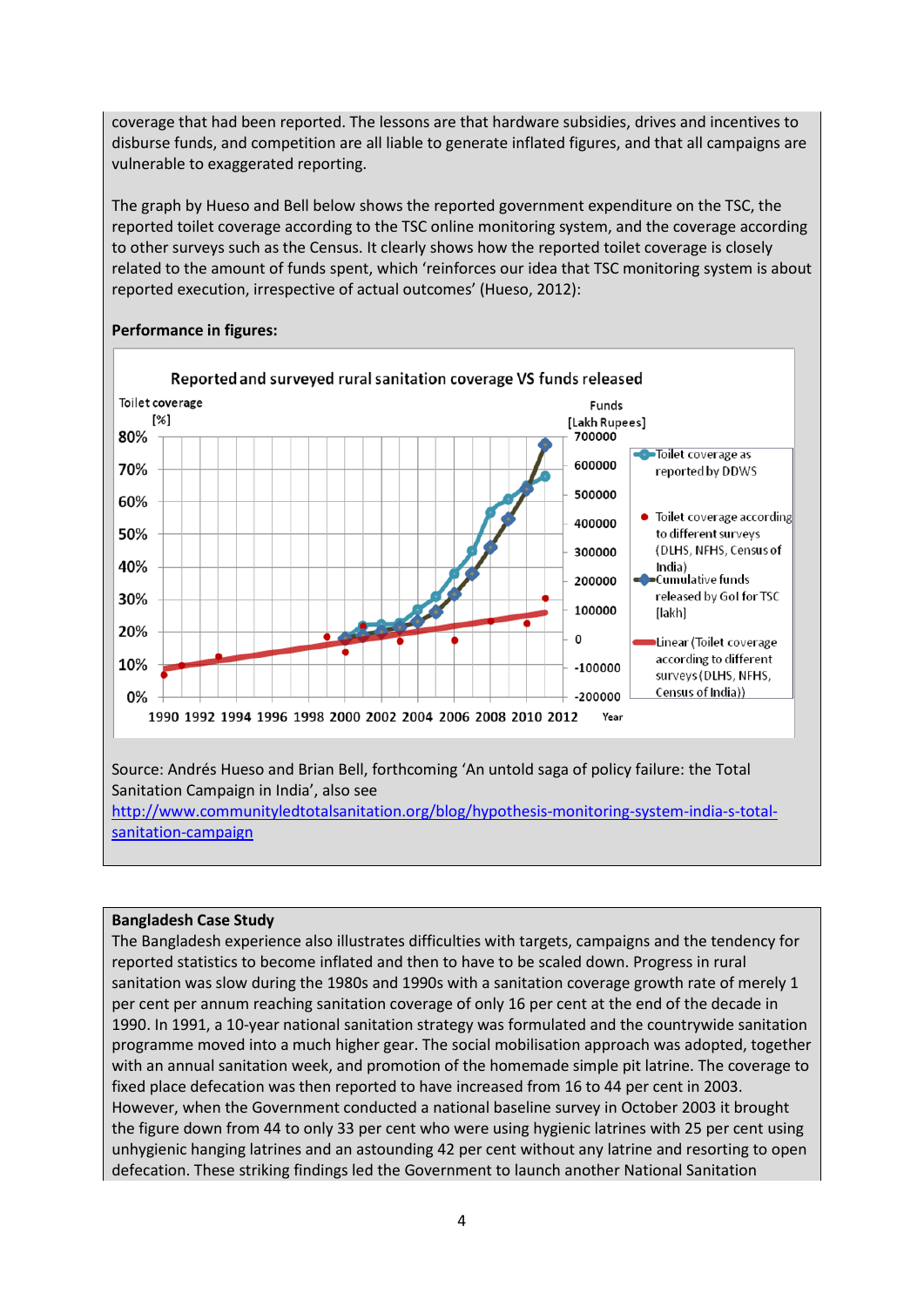coverage that had been reported. The lessons are that hardware subsidies, drives and incentives to disburse funds, and competition are all liable to generate inflated figures, and that all campaigns are vulnerable to exaggerated reporting.

The graph by Hueso and Bell below shows the reported government expenditure on the TSC, the reported toilet coverage according to the TSC online monitoring system, and the coverage according to other surveys such as the Census. It clearly shows how the reported toilet coverage is closely related to the amount of funds spent, which 'reinforces our idea that TSC monitoring system is about reported execution, irrespective of actual outcomes' (Hueso, 2012):

**Performance in figures:**

Reported and surveyed rural sanitation coverage VS funds released

Source: Andrés Hueso and Brian Bell, forthcoming 'An untold saga of policy failure: the Total Sanitation Campaign in India', also see http://www.communityledtotalsanitation.org/blog/hypothesis-monitoring-system-india-s-total-sanitation-campaign

**Bangladesh Case Study**

The Bangladesh experience also illustrates difficulties with targets, campaigns and the tendency for reported statistics to become inflated and then to have to be scaled down. Progress in rural sanitation was slow during the 1980s and 1990s with a sanitation coverage growth rate of merely 1 per cent per annum reaching sanitation coverage of only 16 per cent at the end of the decade in 1990. In 1991, a 10-year national sanitation strategy was formulated and the countrywide sanitation programme moved into a much higher gear. The social mobilisation approach was adopted, together with an annual sanitation week, and promotion of the homemade simple pit latrine. The coverage to fixed place defecation was then reported to have increased from 16 to 44 per cent in 2003. However, when the Government conducted a national baseline survey in October 2003 it brought the figure down from 44 to only 33 per cent who were using hygienic latrines with 25 per cent using unhygienic hanging latrines and an astounding 42 per cent without any latrine and resorting to open defecation. These striking findings led the Government to launch another National Sanitation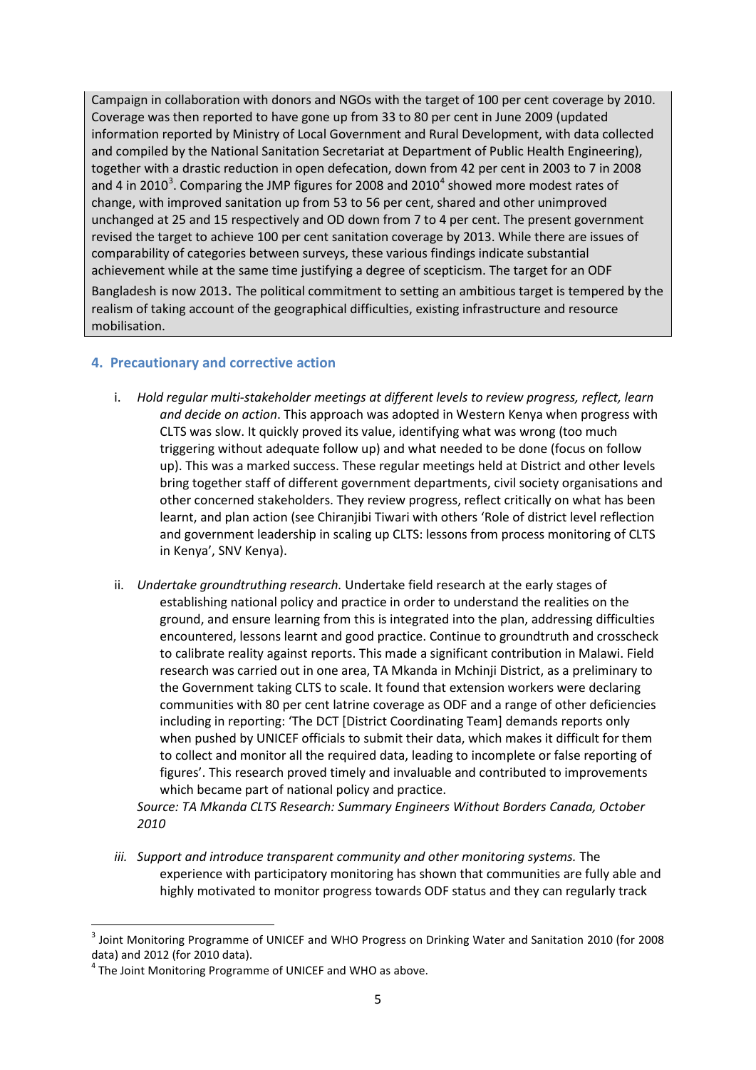Campaign in collaboration with donors and NGOs with the target of 100 per cent coverage by 2010. Coverage was then reported to have gone up from 33 to 80 per cent in June 2009 (updated information reported by Ministry of Local Government and Rural Development, with data collected and compiled by the National Sanitation Secretariat at Department of Public Health Engineering), together with a drastic reduction in open defecation, down from 42 per cent in 2003 to 7 in 2008 and 4 in 2010[3]. Comparing the JMP figures for 2008 and 2010[4] showed more modest rates of change, with improved sanitation up from 53 to 56 per cent, shared and other unimproved unchanged at 25 and 15 respectively and OD down from 7 to 4 per cent. The present government revised the target to achieve 100 per cent sanitation coverage by 2013. While there are issues of comparability of categories between surveys, these various findings indicate substantial achievement while at the same time justifying a degree of scepticism. The target for an ODF Bangladesh is now 2013. The political commitment to setting an ambitious target is tempered by the realism of taking account of the geographical difficulties, existing infrastructure and resource mobilisation.

## 4. Precautionary and corrective action

i. *Hold regular multi-stakeholder meetings at different levels to review progress, reflect, learn and decide on action*. This approach was adopted in Western Kenya when progress with CLTS was slow. It quickly proved its value, identifying what was wrong (too much triggering without adequate follow up) and what needed to be done (focus on follow up). This was a marked success. These regular meetings held at District and other levels bring together staff of different government departments, civil society organisations and other concerned stakeholders. They review progress, reflect critically on what has been learnt, and plan action (see Chiranjibi Tiwari with others 'Role of district level reflection and government leadership in scaling up CLTS: lessons from process monitoring of CLTS in Kenya', SNV Kenya).

ii. *Undertake groundtruthing research.* Undertake field research at the early stages of establishing national policy and practice in order to understand the realities on the ground, and ensure learning from this is integrated into the plan, addressing difficulties encountered, lessons learnt and good practice. Continue to groundtruth and crosscheck to calibrate reality against reports. This made a significant contribution in Malawi. Field research was carried out in one area, TA Mkanda in Mchinji District, as a preliminary to the Government taking CLTS to scale. It found that extension workers were declaring communities with 80 per cent latrine coverage as ODF and a range of other deficiencies including in reporting: 'The DCT [District Coordinating Team] demands reports only when pushed by UNICEF officials to submit their data, which makes it difficult for them to collect and monitor all the required data, leading to incomplete or false reporting of figures'. This research proved timely and invaluable and contributed to improvements which became part of national policy and practice.
*Source: TA Mkanda CLTS Research: Summary Engineers Without Borders Canada, October 2010*

iii. *Support and introduce transparent community and other monitoring systems.* The experience with participatory monitoring has shown that communities are fully able and highly motivated to monitor progress towards ODF status and they can regularly track

---

[3] Joint Monitoring Programme of UNICEF and WHO Progress on Drinking Water and Sanitation 2010 (for 2008 data) and 2012 (for 2010 data).

[4] The Joint Monitoring Programme of UNICEF and WHO as above.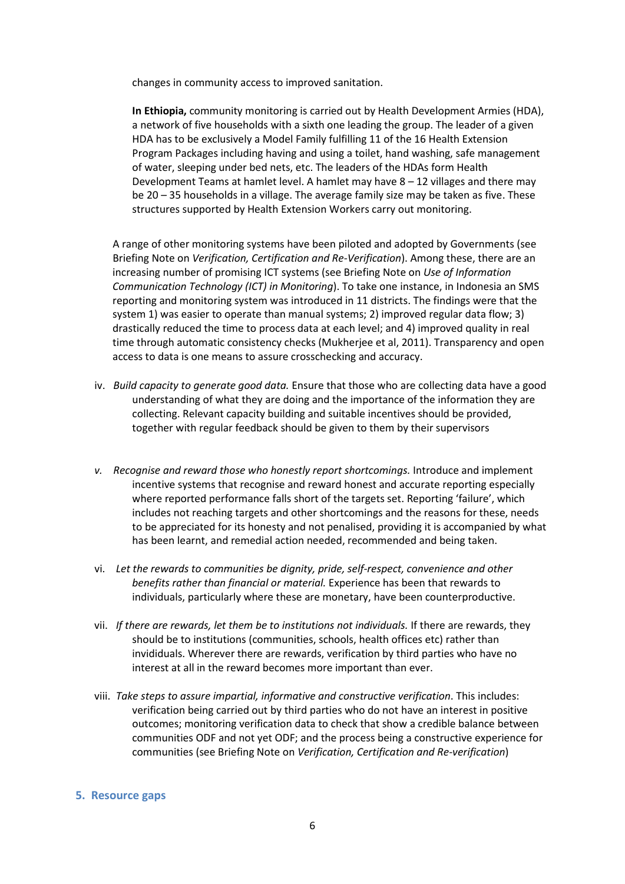changes in community access to improved sanitation.

**In Ethiopia,** community monitoring is carried out by Health Development Armies (HDA), a network of five households with a sixth one leading the group. The leader of a given HDA has to be exclusively a Model Family fulfilling 11 of the 16 Health Extension Program Packages including having and using a toilet, hand washing, safe management of water, sleeping under bed nets, etc. The leaders of the HDAs form Health Development Teams at hamlet level. A hamlet may have 8 – 12 villages and there may be 20 – 35 households in a village. The average family size may be taken as five. These structures supported by Health Extension Workers carry out monitoring.

A range of other monitoring systems have been piloted and adopted by Governments (see Briefing Note on *Verification, Certification and Re-Verification*). Among these, there are an increasing number of promising ICT systems (see Briefing Note on *Use of Information Communication Technology (ICT) in Monitoring*). To take one instance, in Indonesia an SMS reporting and monitoring system was introduced in 11 districts. The findings were that the system 1) was easier to operate than manual systems; 2) improved regular data flow; 3) drastically reduced the time to process data at each level; and 4) improved quality in real time through automatic consistency checks (Mukherjee et al, 2011). Transparency and open access to data is one means to assure crosschecking and accuracy.

iv. *Build capacity to generate good data.* Ensure that those who are collecting data have a good understanding of what they are doing and the importance of the information they are collecting. Relevant capacity building and suitable incentives should be provided, together with regular feedback should be given to them by their supervisors

v. *Recognise and reward those who honestly report shortcomings.* Introduce and implement incentive systems that recognise and reward honest and accurate reporting especially where reported performance falls short of the targets set. Reporting 'failure', which includes not reaching targets and other shortcomings and the reasons for these, needs to be appreciated for its honesty and not penalised, providing it is accompanied by what has been learnt, and remedial action needed, recommended and being taken.

vi. *Let the rewards to communities be dignity, pride, self-respect, convenience and other benefits rather than financial or material.* Experience has been that rewards to individuals, particularly where these are monetary, have been counterproductive.

vii. *If there are rewards, let them be to institutions not individuals.* If there are rewards, they should be to institutions (communities, schools, health offices etc) rather than invididuals. Wherever there are rewards, verification by third parties who have no interest at all in the reward becomes more important than ever.

viii. *Take steps to assure impartial, informative and constructive verification*. This includes: verification being carried out by third parties who do not have an interest in positive outcomes; monitoring verification data to check that show a credible balance between communities ODF and not yet ODF; and the process being a constructive experience for communities (see Briefing Note on *Verification, Certification and Re-verification*)

## 5. Resource gaps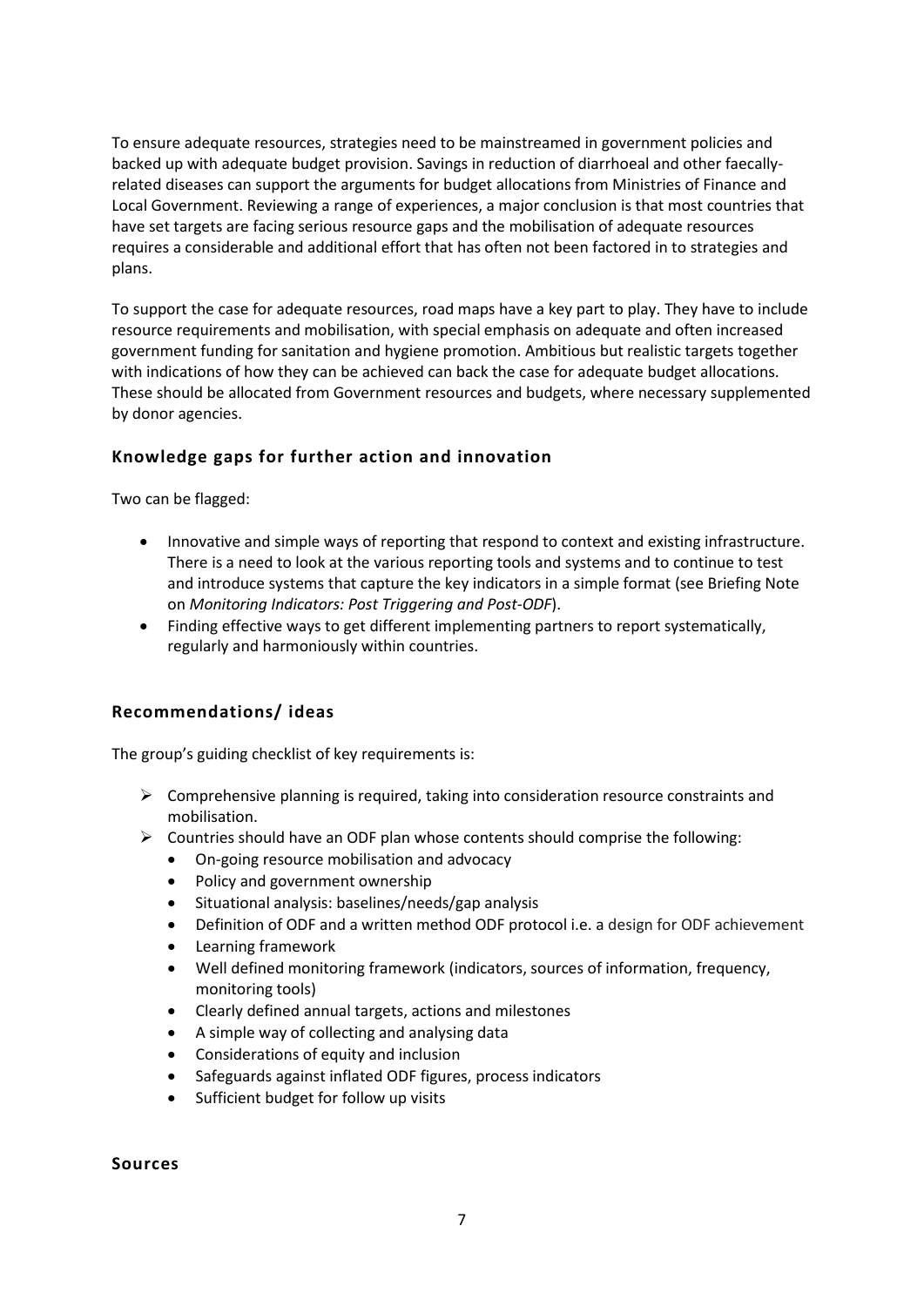To ensure adequate resources, strategies need to be mainstreamed in government policies and backed up with adequate budget provision. Savings in reduction of diarrhoeal and other faecally-related diseases can support the arguments for budget allocations from Ministries of Finance and Local Government. Reviewing a range of experiences, a major conclusion is that most countries that have set targets are facing serious resource gaps and the mobilisation of adequate resources requires a considerable and additional effort that has often not been factored in to strategies and plans.

To support the case for adequate resources, road maps have a key part to play. They have to include resource requirements and mobilisation, with special emphasis on adequate and often increased government funding for sanitation and hygiene promotion. Ambitious but realistic targets together with indications of how they can be achieved can back the case for adequate budget allocations. These should be allocated from Government resources and budgets, where necessary supplemented by donor agencies.

### Knowledge gaps for further action and innovation

Two can be flagged:

- Innovative and simple ways of reporting that respond to context and existing infrastructure. There is a need to look at the various reporting tools and systems and to continue to test and introduce systems that capture the key indicators in a simple format (see Briefing Note on *Monitoring Indicators: Post Triggering and Post-ODF*).
- Finding effective ways to get different implementing partners to report systematically, regularly and harmoniously within countries.

### Recommendations/ ideas

The group's guiding checklist of key requirements is:

- Comprehensive planning is required, taking into consideration resource constraints and mobilisation.
- Countries should have an ODF plan whose contents should comprise the following:
  - On-going resource mobilisation and advocacy
  - Policy and government ownership
  - Situational analysis: baselines/needs/gap analysis
  - Definition of ODF and a written method ODF protocol i.e. a design for ODF achievement
  - Learning framework
  - Well defined monitoring framework (indicators, sources of information, frequency, monitoring tools)
  - Clearly defined annual targets, actions and milestones
  - A simple way of collecting and analysing data
  - Considerations of equity and inclusion
  - Safeguards against inflated ODF figures, process indicators
  - Sufficient budget for follow up visits

### Sources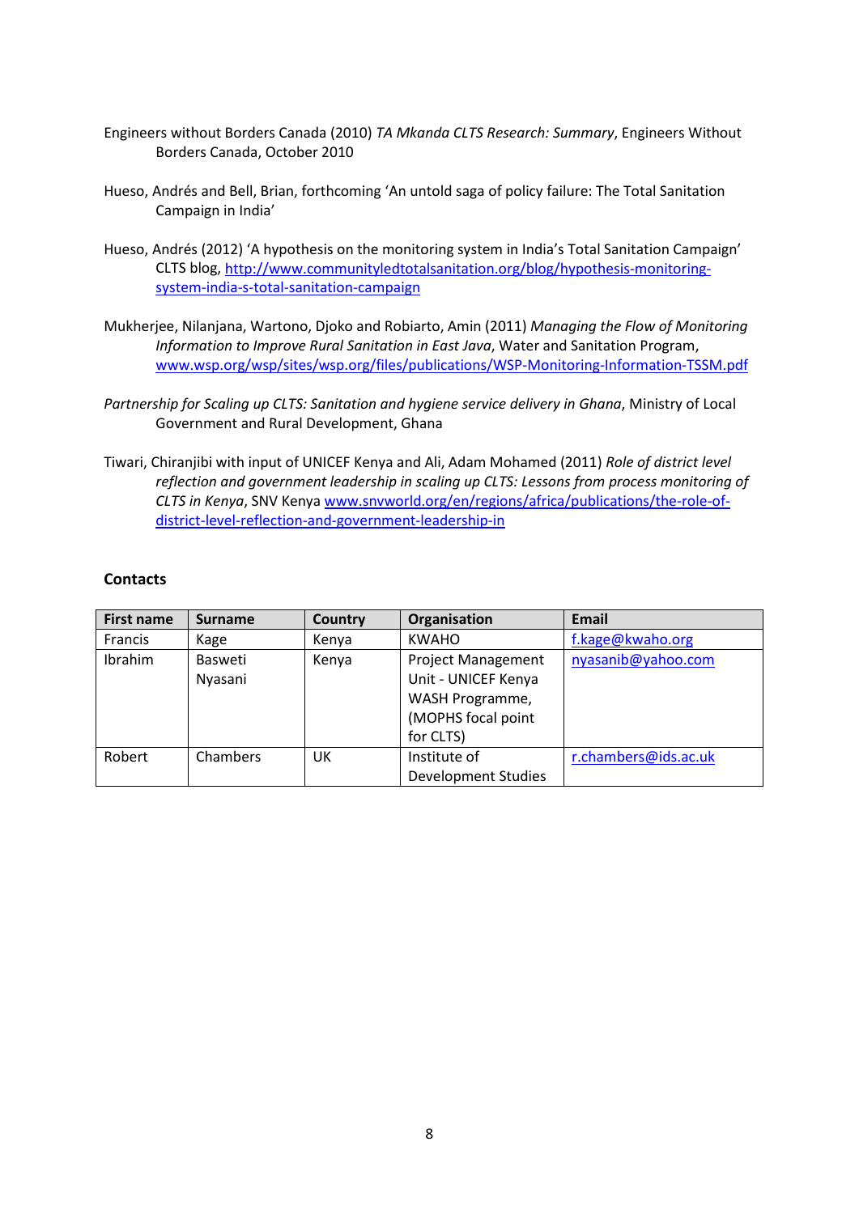Engineers without Borders Canada (2010) *TA Mkanda CLTS Research: Summary*, Engineers Without Borders Canada, October 2010

Hueso, Andrés and Bell, Brian, forthcoming 'An untold saga of policy failure: The Total Sanitation Campaign in India'

Hueso, Andrés (2012) 'A hypothesis on the monitoring system in India's Total Sanitation Campaign' CLTS blog, http://www.communityledtotalsanitation.org/blog/hypothesis-monitoring-system-india-s-total-sanitation-campaign

Mukherjee, Nilanjana, Wartono, Djoko and Robiarto, Amin (2011) *Managing the Flow of Monitoring Information to Improve Rural Sanitation in East Java*, Water and Sanitation Program, www.wsp.org/wsp/sites/wsp.org/files/publications/WSP-Monitoring-Information-TSSM.pdf

*Partnership for Scaling up CLTS: Sanitation and hygiene service delivery in Ghana*, Ministry of Local Government and Rural Development, Ghana

Tiwari, Chiranjibi with input of UNICEF Kenya and Ali, Adam Mohamed (2011) *Role of district level reflection and government leadership in scaling up CLTS: Lessons from process monitoring of CLTS in Kenya*, SNV Kenya www.snvworld.org/en/regions/africa/publications/the-role-of-district-level-reflection-and-government-leadership-in

## Contacts

| First name | Surname | Country | Organisation | Email |
|---|---|---|---|---|
| Francis | Kage | Kenya | KWAHO | f.kage@kwaho.org |
| Ibrahim | Basweti Nyasani | Kenya | Project Management Unit - UNICEF Kenya WASH Programme, (MOPHS focal point for CLTS) | nyasanib@yahoo.com |
| Robert | Chambers | UK | Institute of Development Studies | r.chambers@ids.ac.uk |